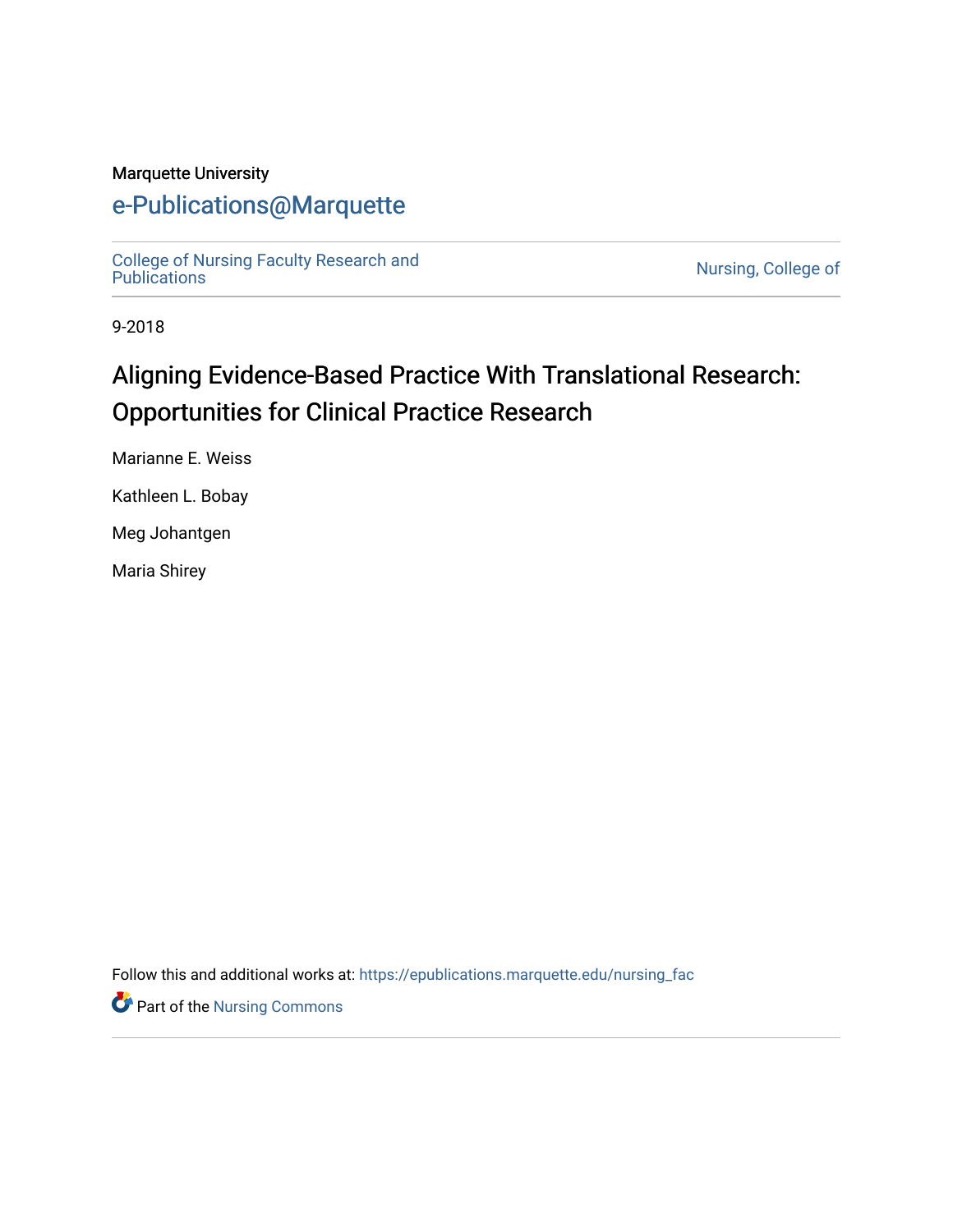Marquette University

# e-Publications@Marquette

College of Nursing Faculty Research and Publications

Nursing, College of

9-2018

# Aligning Evidence-Based Practice With Translational Research: Opportunities for Clinical Practice Research

Marianne E. Weiss

Kathleen L. Bobay

Meg Johantgen

Maria Shirey

Follow this and additional works at: https://epublications.marquette.edu/nursing_fac

Part of the Nursing Commons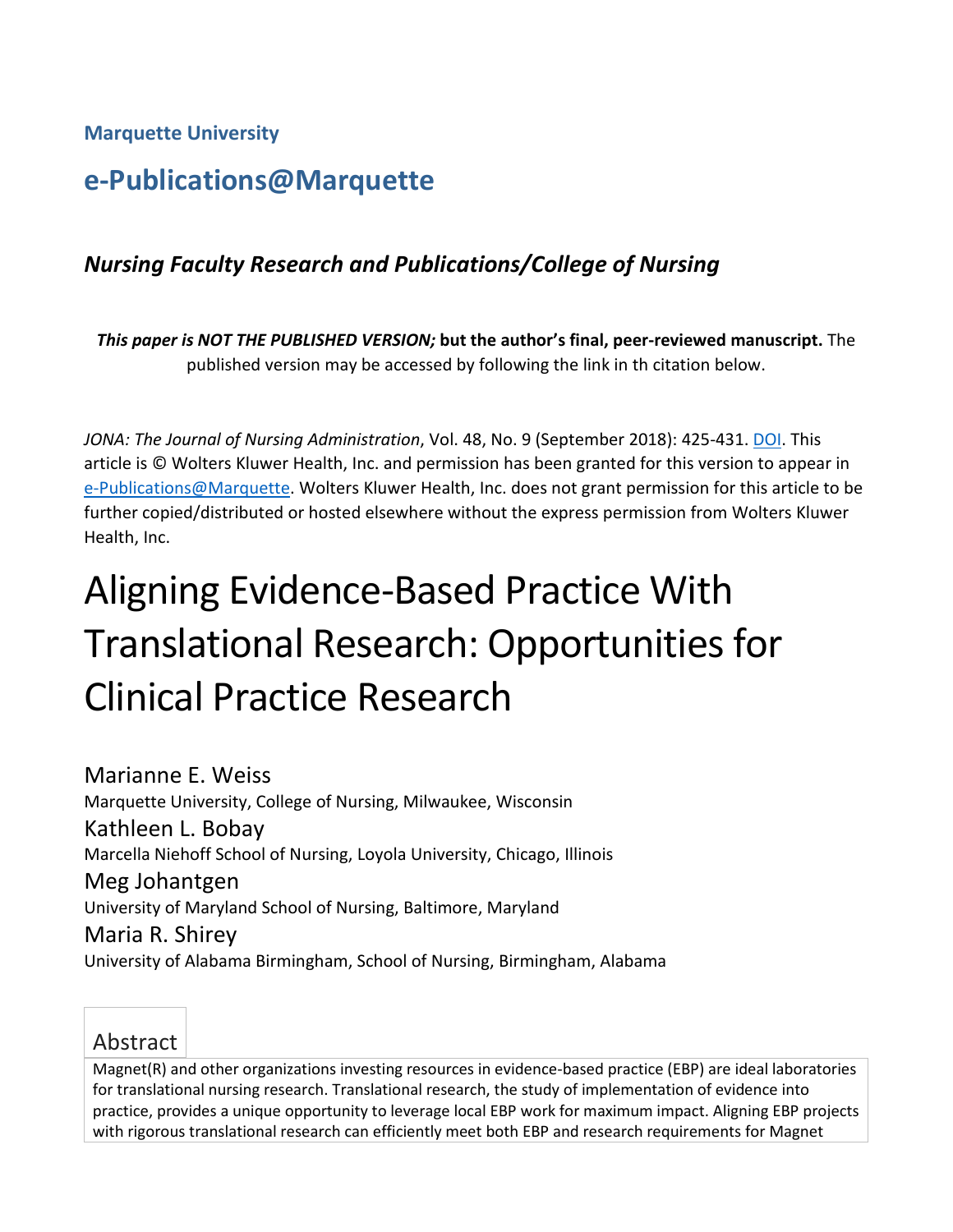**Marquette University**

## e-Publications@Marquette

### *Nursing Faculty Research and Publications/College of Nursing*

***This paper is NOT THE PUBLISHED VERSION;* but the author's final, peer-reviewed manuscript.** The published version may be accessed by following the link in th citation below.

*JONA: The Journal of Nursing Administration*, Vol. 48, No. 9 (September 2018): 425-431. DOI. This article is © Wolters Kluwer Health, Inc. and permission has been granted for this version to appear in e-Publications@Marquette. Wolters Kluwer Health, Inc. does not grant permission for this article to be further copied/distributed or hosted elsewhere without the express permission from Wolters Kluwer Health, Inc.

# Aligning Evidence-Based Practice With Translational Research: Opportunities for Clinical Practice Research

Marianne E. Weiss
Marquette University, College of Nursing, Milwaukee, Wisconsin

Kathleen L. Bobay
Marcella Niehoff School of Nursing, Loyola University, Chicago, Illinois

Meg Johantgen
University of Maryland School of Nursing, Baltimore, Maryland

Maria R. Shirey
University of Alabama Birmingham, School of Nursing, Birmingham, Alabama

## Abstract

Magnet(R) and other organizations investing resources in evidence-based practice (EBP) are ideal laboratories for translational nursing research. Translational research, the study of implementation of evidence into practice, provides a unique opportunity to leverage local EBP work for maximum impact. Aligning EBP projects with rigorous translational research can efficiently meet both EBP and research requirements for Magnet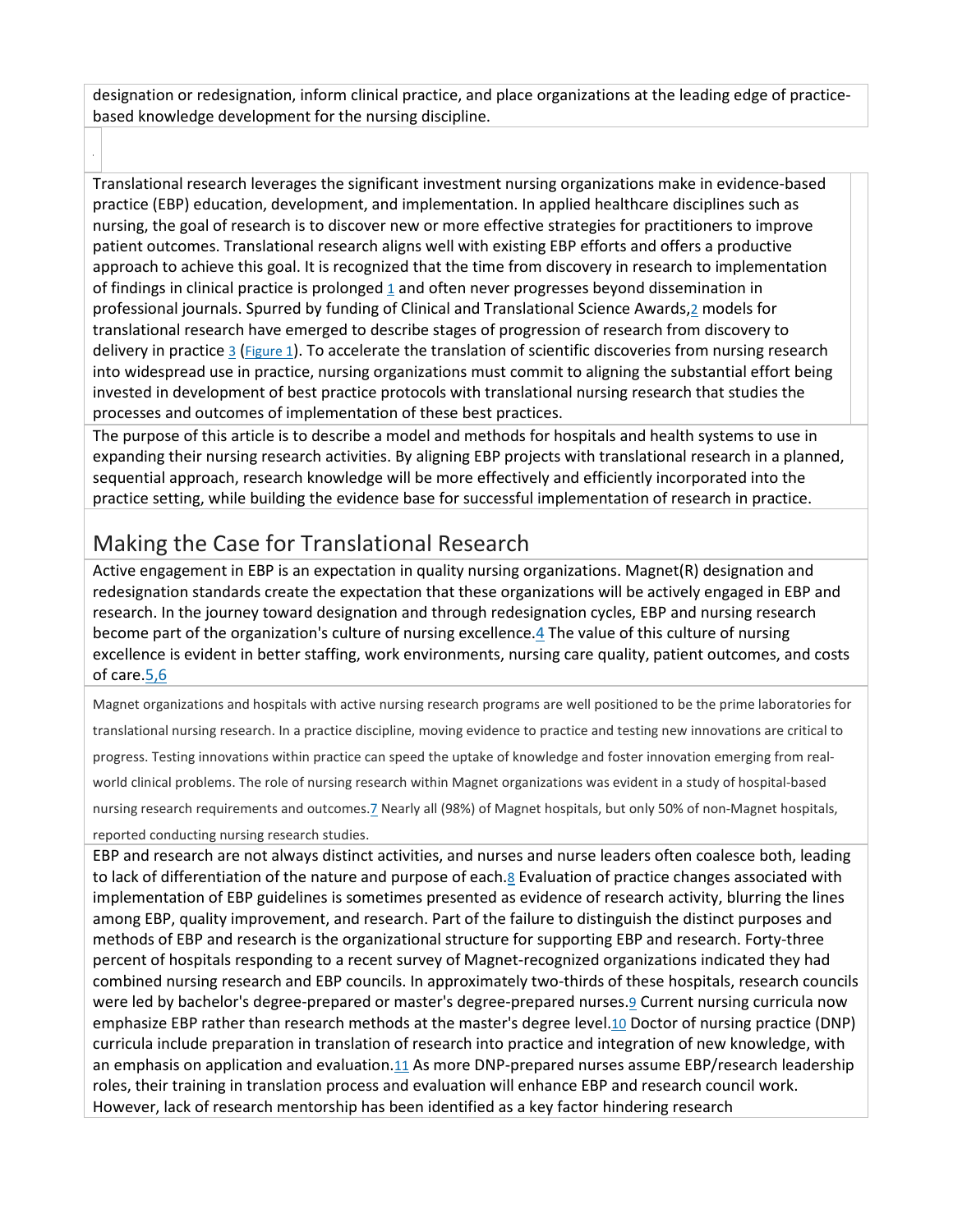designation or redesignation, inform clinical practice, and place organizations at the leading edge of practice-based knowledge development for the nursing discipline.

Translational research leverages the significant investment nursing organizations make in evidence-based practice (EBP) education, development, and implementation. In applied healthcare disciplines such as nursing, the goal of research is to discover new or more effective strategies for practitioners to improve patient outcomes. Translational research aligns well with existing EBP efforts and offers a productive approach to achieve this goal. It is recognized that the time from discovery in research to implementation of findings in clinical practice is prolonged [1] and often never progresses beyond dissemination in professional journals. Spurred by funding of Clinical and Translational Science Awards,[2] models for translational research have emerged to describe stages of progression of research from discovery to delivery in practice [3] (Figure 1). To accelerate the translation of scientific discoveries from nursing research into widespread use in practice, nursing organizations must commit to aligning the substantial effort being invested in development of best practice protocols with translational nursing research that studies the processes and outcomes of implementation of these best practices.

The purpose of this article is to describe a model and methods for hospitals and health systems to use in expanding their nursing research activities. By aligning EBP projects with translational research in a planned, sequential approach, research knowledge will be more effectively and efficiently incorporated into the practice setting, while building the evidence base for successful implementation of research in practice.

## Making the Case for Translational Research

Active engagement in EBP is an expectation in quality nursing organizations. Magnet(R) designation and redesignation standards create the expectation that these organizations will be actively engaged in EBP and research. In the journey toward designation and through redesignation cycles, EBP and nursing research become part of the organization's culture of nursing excellence.[4] The value of this culture of nursing excellence is evident in better staffing, work environments, nursing care quality, patient outcomes, and costs of care.[5,6]

Magnet organizations and hospitals with active nursing research programs are well positioned to be the prime laboratories for translational nursing research. In a practice discipline, moving evidence to practice and testing new innovations are critical to progress. Testing innovations within practice can speed the uptake of knowledge and foster innovation emerging from real-world clinical problems. The role of nursing research within Magnet organizations was evident in a study of hospital-based nursing research requirements and outcomes.[7] Nearly all (98%) of Magnet hospitals, but only 50% of non-Magnet hospitals, reported conducting nursing research studies.

EBP and research are not always distinct activities, and nurses and nurse leaders often coalesce both, leading to lack of differentiation of the nature and purpose of each.[8] Evaluation of practice changes associated with implementation of EBP guidelines is sometimes presented as evidence of research activity, blurring the lines among EBP, quality improvement, and research. Part of the failure to distinguish the distinct purposes and methods of EBP and research is the organizational structure for supporting EBP and research. Forty-three percent of hospitals responding to a recent survey of Magnet-recognized organizations indicated they had combined nursing research and EBP councils. In approximately two-thirds of these hospitals, research councils were led by bachelor's degree-prepared or master's degree-prepared nurses.[9] Current nursing curricula now emphasize EBP rather than research methods at the master's degree level.[10] Doctor of nursing practice (DNP) curricula include preparation in translation of research into practice and integration of new knowledge, with an emphasis on application and evaluation.[11] As more DNP-prepared nurses assume EBP/research leadership roles, their training in translation process and evaluation will enhance EBP and research council work. However, lack of research mentorship has been identified as a key factor hindering research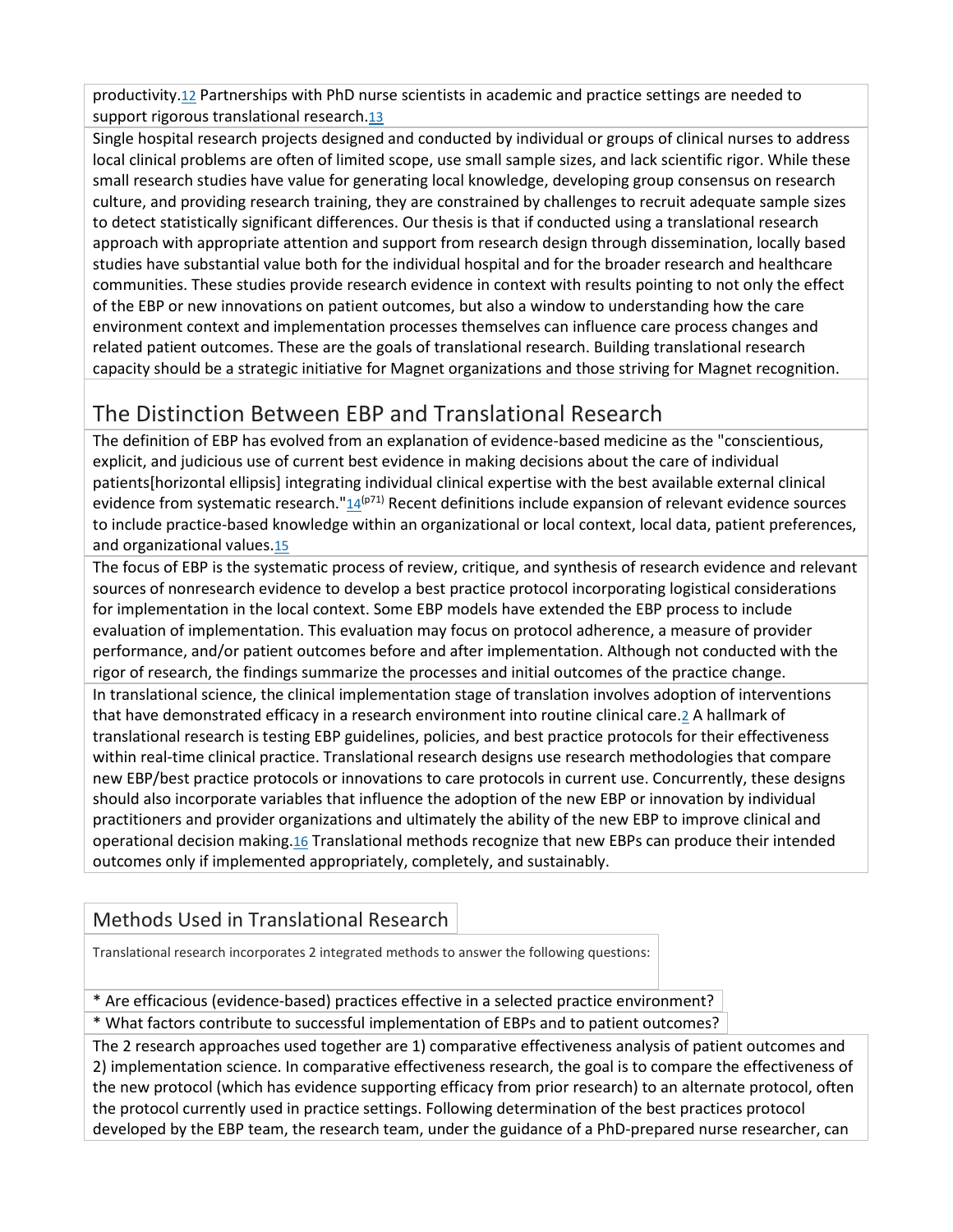productivity.[12] Partnerships with PhD nurse scientists in academic and practice settings are needed to support rigorous translational research.[13]

Single hospital research projects designed and conducted by individual or groups of clinical nurses to address local clinical problems are often of limited scope, use small sample sizes, and lack scientific rigor. While these small research studies have value for generating local knowledge, developing group consensus on research culture, and providing research training, they are constrained by challenges to recruit adequate sample sizes to detect statistically significant differences. Our thesis is that if conducted using a translational research approach with appropriate attention and support from research design through dissemination, locally based studies have substantial value both for the individual hospital and for the broader research and healthcare communities. These studies provide research evidence in context with results pointing to not only the effect of the EBP or new innovations on patient outcomes, but also a window to understanding how the care environment context and implementation processes themselves can influence care process changes and related patient outcomes. These are the goals of translational research. Building translational research capacity should be a strategic initiative for Magnet organizations and those striving for Magnet recognition.

## The Distinction Between EBP and Translational Research

The definition of EBP has evolved from an explanation of evidence-based medicine as the "conscientious, explicit, and judicious use of current best evidence in making decisions about the care of individual patients[horizontal ellipsis] integrating individual clinical expertise with the best available external clinical evidence from systematic research."[14(p71)] Recent definitions include expansion of relevant evidence sources to include practice-based knowledge within an organizational or local context, local data, patient preferences, and organizational values.[15]

The focus of EBP is the systematic process of review, critique, and synthesis of research evidence and relevant sources of nonresearch evidence to develop a best practice protocol incorporating logistical considerations for implementation in the local context. Some EBP models have extended the EBP process to include evaluation of implementation. This evaluation may focus on protocol adherence, a measure of provider performance, and/or patient outcomes before and after implementation. Although not conducted with the rigor of research, the findings summarize the processes and initial outcomes of the practice change.

In translational science, the clinical implementation stage of translation involves adoption of interventions that have demonstrated efficacy in a research environment into routine clinical care.[2] A hallmark of translational research is testing EBP guidelines, policies, and best practice protocols for their effectiveness within real-time clinical practice. Translational research designs use research methodologies that compare new EBP/best practice protocols or innovations to care protocols in current use. Concurrently, these designs should also incorporate variables that influence the adoption of the new EBP or innovation by individual practitioners and provider organizations and ultimately the ability of the new EBP to improve clinical and operational decision making.[16] Translational methods recognize that new EBPs can produce their intended outcomes only if implemented appropriately, completely, and sustainably.

### Methods Used in Translational Research

Translational research incorporates 2 integrated methods to answer the following questions:

* Are efficacious (evidence-based) practices effective in a selected practice environment?
* What factors contribute to successful implementation of EBPs and to patient outcomes?

The 2 research approaches used together are 1) comparative effectiveness analysis of patient outcomes and 2) implementation science. In comparative effectiveness research, the goal is to compare the effectiveness of the new protocol (which has evidence supporting efficacy from prior research) to an alternate protocol, often the protocol currently used in practice settings. Following determination of the best practices protocol developed by the EBP team, the research team, under the guidance of a PhD-prepared nurse researcher, can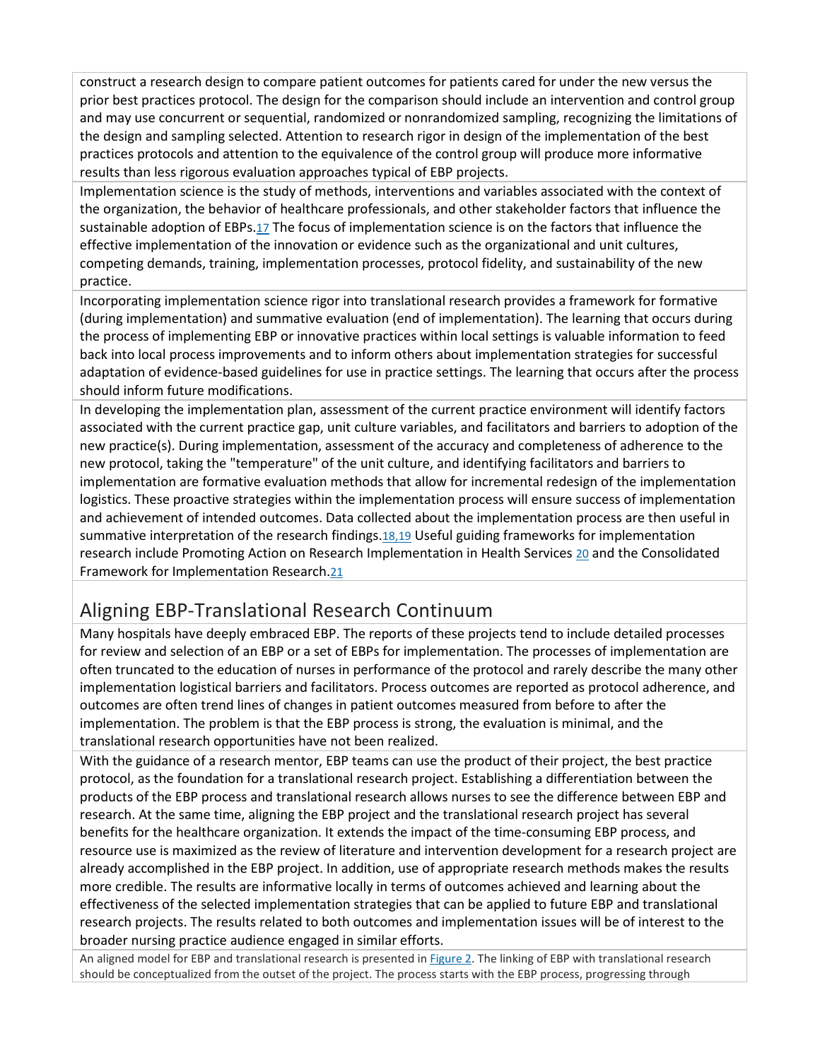construct a research design to compare patient outcomes for patients cared for under the new versus the prior best practices protocol. The design for the comparison should include an intervention and control group and may use concurrent or sequential, randomized or nonrandomized sampling, recognizing the limitations of the design and sampling selected. Attention to research rigor in design of the implementation of the best practices protocols and attention to the equivalence of the control group will produce more informative results than less rigorous evaluation approaches typical of EBP projects.

Implementation science is the study of methods, interventions and variables associated with the context of the organization, the behavior of healthcare professionals, and other stakeholder factors that influence the sustainable adoption of EBPs.[17] The focus of implementation science is on the factors that influence the effective implementation of the innovation or evidence such as the organizational and unit cultures, competing demands, training, implementation processes, protocol fidelity, and sustainability of the new practice.

Incorporating implementation science rigor into translational research provides a framework for formative (during implementation) and summative evaluation (end of implementation). The learning that occurs during the process of implementing EBP or innovative practices within local settings is valuable information to feed back into local process improvements and to inform others about implementation strategies for successful adaptation of evidence-based guidelines for use in practice settings. The learning that occurs after the process should inform future modifications.

In developing the implementation plan, assessment of the current practice environment will identify factors associated with the current practice gap, unit culture variables, and facilitators and barriers to adoption of the new practice(s). During implementation, assessment of the accuracy and completeness of adherence to the new protocol, taking the "temperature" of the unit culture, and identifying facilitators and barriers to implementation are formative evaluation methods that allow for incremental redesign of the implementation logistics. These proactive strategies within the implementation process will ensure success of implementation and achievement of intended outcomes. Data collected about the implementation process are then useful in summative interpretation of the research findings.[18,19] Useful guiding frameworks for implementation research include Promoting Action on Research Implementation in Health Services [20] and the Consolidated Framework for Implementation Research.[21]

## Aligning EBP-Translational Research Continuum

Many hospitals have deeply embraced EBP. The reports of these projects tend to include detailed processes for review and selection of an EBP or a set of EBPs for implementation. The processes of implementation are often truncated to the education of nurses in performance of the protocol and rarely describe the many other implementation logistical barriers and facilitators. Process outcomes are reported as protocol adherence, and outcomes are often trend lines of changes in patient outcomes measured from before to after the implementation. The problem is that the EBP process is strong, the evaluation is minimal, and the translational research opportunities have not been realized.

With the guidance of a research mentor, EBP teams can use the product of their project, the best practice protocol, as the foundation for a translational research project. Establishing a differentiation between the products of the EBP process and translational research allows nurses to see the difference between EBP and research. At the same time, aligning the EBP project and the translational research project has several benefits for the healthcare organization. It extends the impact of the time-consuming EBP process, and resource use is maximized as the review of literature and intervention development for a research project are already accomplished in the EBP project. In addition, use of appropriate research methods makes the results more credible. The results are informative locally in terms of outcomes achieved and learning about the effectiveness of the selected implementation strategies that can be applied to future EBP and translational research projects. The results related to both outcomes and implementation issues will be of interest to the broader nursing practice audience engaged in similar efforts.

An aligned model for EBP and translational research is presented in Figure 2. The linking of EBP with translational research should be conceptualized from the outset of the project. The process starts with the EBP process, progressing through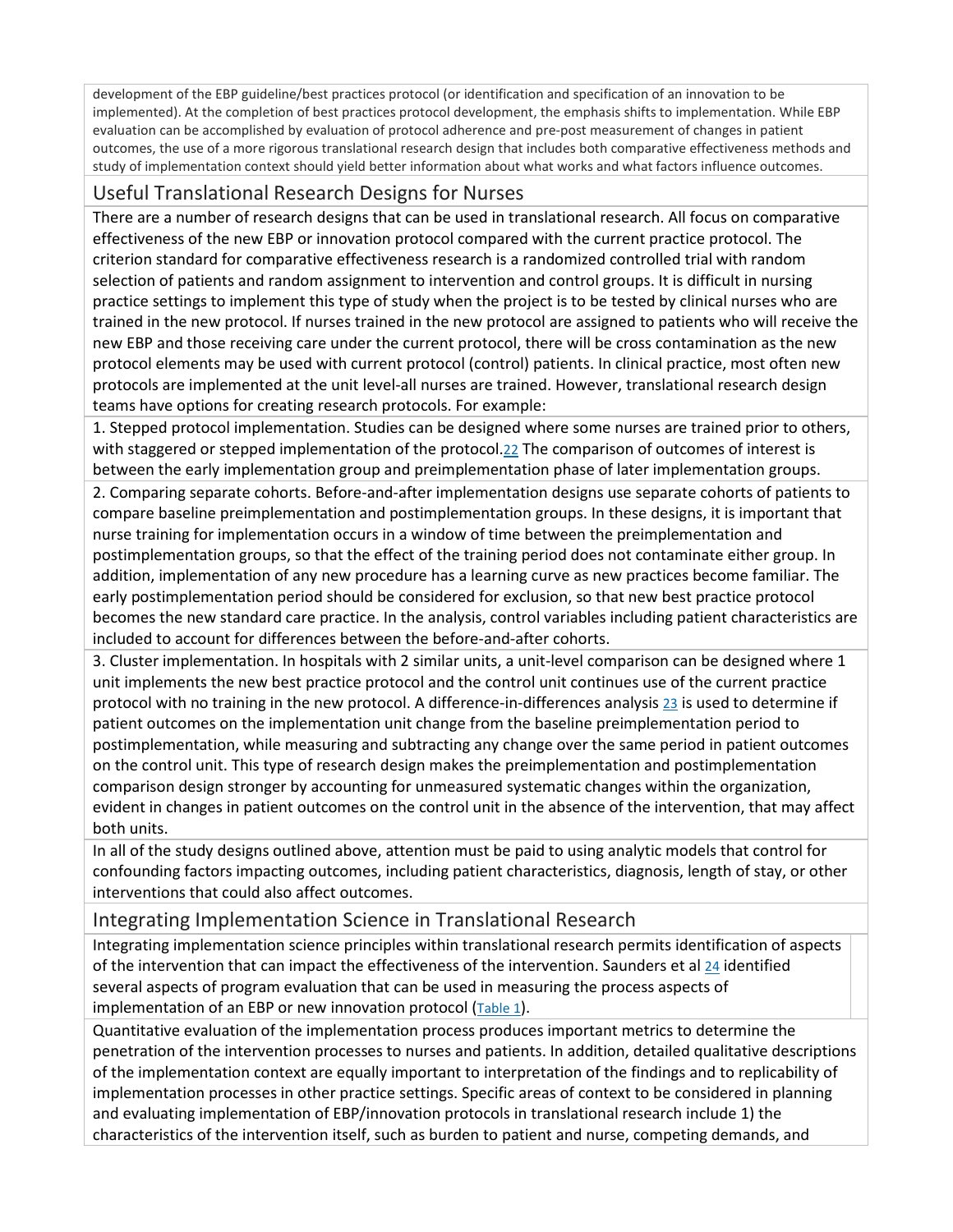development of the EBP guideline/best practices protocol (or identification and specification of an innovation to be implemented). At the completion of best practices protocol development, the emphasis shifts to implementation. While EBP evaluation can be accomplished by evaluation of protocol adherence and pre-post measurement of changes in patient outcomes, the use of a more rigorous translational research design that includes both comparative effectiveness methods and study of implementation context should yield better information about what works and what factors influence outcomes.

## Useful Translational Research Designs for Nurses

There are a number of research designs that can be used in translational research. All focus on comparative effectiveness of the new EBP or innovation protocol compared with the current practice protocol. The criterion standard for comparative effectiveness research is a randomized controlled trial with random selection of patients and random assignment to intervention and control groups. It is difficult in nursing practice settings to implement this type of study when the project is to be tested by clinical nurses who are trained in the new protocol. If nurses trained in the new protocol are assigned to patients who will receive the new EBP and those receiving care under the current protocol, there will be cross contamination as the new protocol elements may be used with current protocol (control) patients. In clinical practice, most often new protocols are implemented at the unit level-all nurses are trained. However, translational research design teams have options for creating research protocols. For example:

1. Stepped protocol implementation. Studies can be designed where some nurses are trained prior to others, with staggered or stepped implementation of the protocol.[22] The comparison of outcomes of interest is between the early implementation group and preimplementation phase of later implementation groups.

2. Comparing separate cohorts. Before-and-after implementation designs use separate cohorts of patients to compare baseline preimplementation and postimplementation groups. In these designs, it is important that nurse training for implementation occurs in a window of time between the preimplementation and postimplementation groups, so that the effect of the training period does not contaminate either group. In addition, implementation of any new procedure has a learning curve as new practices become familiar. The early postimplementation period should be considered for exclusion, so that new best practice protocol becomes the new standard care practice. In the analysis, control variables including patient characteristics are included to account for differences between the before-and-after cohorts.

3. Cluster implementation. In hospitals with 2 similar units, a unit-level comparison can be designed where 1 unit implements the new best practice protocol and the control unit continues use of the current practice protocol with no training in the new protocol. A difference-in-differences analysis [23] is used to determine if patient outcomes on the implementation unit change from the baseline preimplementation period to postimplementation, while measuring and subtracting any change over the same period in patient outcomes on the control unit. This type of research design makes the preimplementation and postimplementation comparison design stronger by accounting for unmeasured systematic changes within the organization, evident in changes in patient outcomes on the control unit in the absence of the intervention, that may affect both units.

In all of the study designs outlined above, attention must be paid to using analytic models that control for confounding factors impacting outcomes, including patient characteristics, diagnosis, length of stay, or other interventions that could also affect outcomes.

## Integrating Implementation Science in Translational Research

Integrating implementation science principles within translational research permits identification of aspects of the intervention that can impact the effectiveness of the intervention. Saunders et al [24] identified several aspects of program evaluation that can be used in measuring the process aspects of implementation of an EBP or new innovation protocol (Table 1).

Quantitative evaluation of the implementation process produces important metrics to determine the penetration of the intervention processes to nurses and patients. In addition, detailed qualitative descriptions of the implementation context are equally important to interpretation of the findings and to replicability of implementation processes in other practice settings. Specific areas of context to be considered in planning and evaluating implementation of EBP/innovation protocols in translational research include 1) the characteristics of the intervention itself, such as burden to patient and nurse, competing demands, and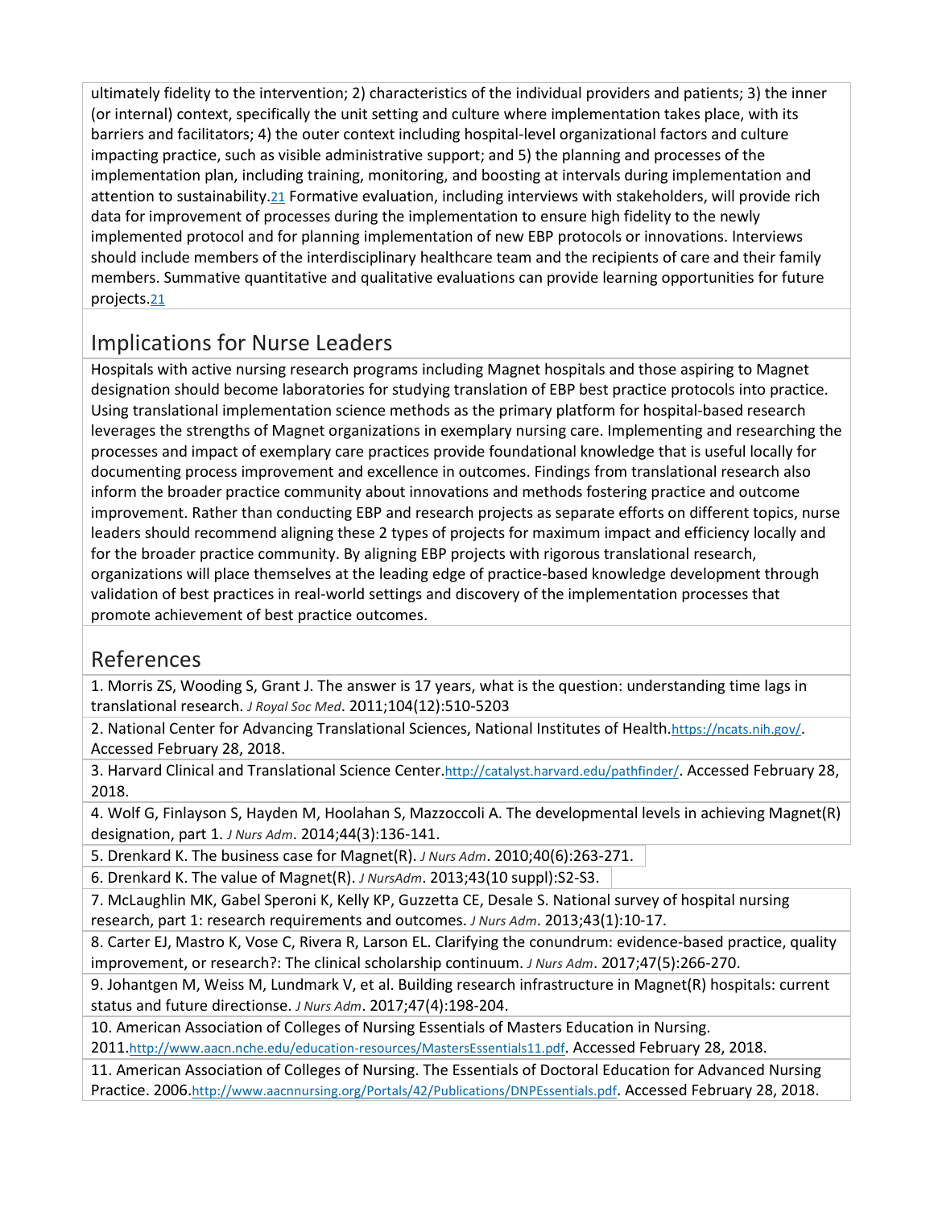ultimately fidelity to the intervention; 2) characteristics of the individual providers and patients; 3) the inner (or internal) context, specifically the unit setting and culture where implementation takes place, with its barriers and facilitators; 4) the outer context including hospital-level organizational factors and culture impacting practice, such as visible administrative support; and 5) the planning and processes of the implementation plan, including training, monitoring, and boosting at intervals during implementation and attention to sustainability.[21] Formative evaluation, including interviews with stakeholders, will provide rich data for improvement of processes during the implementation to ensure high fidelity to the newly implemented protocol and for planning implementation of new EBP protocols or innovations. Interviews should include members of the interdisciplinary healthcare team and the recipients of care and their family members. Summative quantitative and qualitative evaluations can provide learning opportunities for future projects.[21]

## Implications for Nurse Leaders

Hospitals with active nursing research programs including Magnet hospitals and those aspiring to Magnet designation should become laboratories for studying translation of EBP best practice protocols into practice. Using translational implementation science methods as the primary platform for hospital-based research leverages the strengths of Magnet organizations in exemplary nursing care. Implementing and researching the processes and impact of exemplary care practices provide foundational knowledge that is useful locally for documenting process improvement and excellence in outcomes. Findings from translational research also inform the broader practice community about innovations and methods fostering practice and outcome improvement. Rather than conducting EBP and research projects as separate efforts on different topics, nurse leaders should recommend aligning these 2 types of projects for maximum impact and efficiency locally and for the broader practice community. By aligning EBP projects with rigorous translational research, organizations will place themselves at the leading edge of practice-based knowledge development through validation of best practices in real-world settings and discovery of the implementation processes that promote achievement of best practice outcomes.

## References

1. Morris ZS, Wooding S, Grant J. The answer is 17 years, what is the question: understanding time lags in translational research. *J Royal Soc Med*. 2011;104(12):510-5203
2. National Center for Advancing Translational Sciences, National Institutes of Health.https://ncats.nih.gov/. Accessed February 28, 2018.
3. Harvard Clinical and Translational Science Center.http://catalyst.harvard.edu/pathfinder/. Accessed February 28, 2018.
4. Wolf G, Finlayson S, Hayden M, Hoolahan S, Mazzoccoli A. The developmental levels in achieving Magnet(R) designation, part 1. *J Nurs Adm*. 2014;44(3):136-141.
5. Drenkard K. The business case for Magnet(R). *J Nurs Adm*. 2010;40(6):263-271.
6. Drenkard K. The value of Magnet(R). *J NursAdm*. 2013;43(10 suppl):S2-S3.
7. McLaughlin MK, Gabel Speroni K, Kelly KP, Guzzetta CE, Desale S. National survey of hospital nursing research, part 1: research requirements and outcomes. *J Nurs Adm*. 2013;43(1):10-17.
8. Carter EJ, Mastro K, Vose C, Rivera R, Larson EL. Clarifying the conundrum: evidence-based practice, quality improvement, or research?: The clinical scholarship continuum. *J Nurs Adm*. 2017;47(5):266-270.
9. Johantgen M, Weiss M, Lundmark V, et al. Building research infrastructure in Magnet(R) hospitals: current status and future directione. *J Nurs Adm*. 2017;47(4):198-204.
10. American Association of Colleges of Nursing Essentials of Masters Education in Nursing. 2011.http://www.aacn.nche.edu/education-resources/MastersEssentials11.pdf. Accessed February 28, 2018.
11. American Association of Colleges of Nursing. The Essentials of Doctoral Education for Advanced Nursing Practice. 2006.http://www.aacnnursing.org/Portals/42/Publications/DNPEssentials.pdf. Accessed February 28, 2018.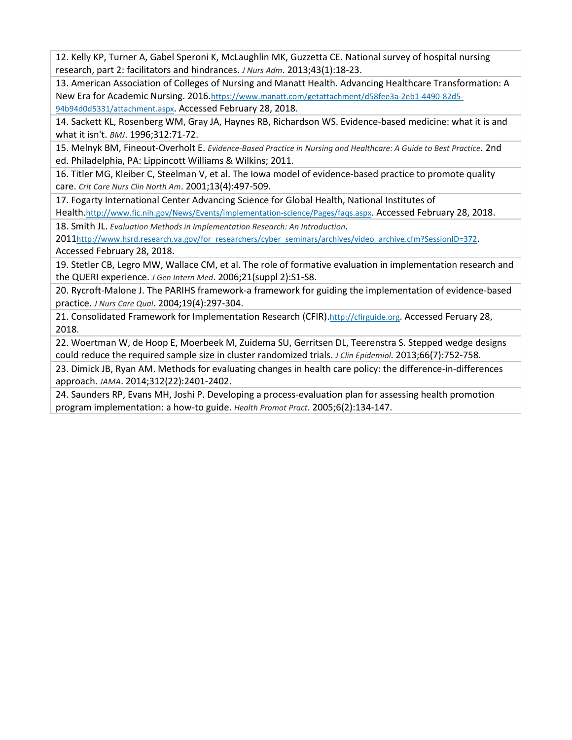12. Kelly KP, Turner A, Gabel Speroni K, McLaughlin MK, Guzzetta CE. National survey of hospital nursing research, part 2: facilitators and hindrances. *J Nurs Adm*. 2013;43(1):18-23.

13. American Association of Colleges of Nursing and Manatt Health. Advancing Healthcare Transformation: A New Era for Academic Nursing. 2016.https://www.manatt.com/getattachment/d58fee3a-2eb1-4490-82d5-94b94d0d5331/attachment.aspx. Accessed February 28, 2018.

14. Sackett KL, Rosenberg WM, Gray JA, Haynes RB, Richardson WS. Evidence-based medicine: what it is and what it isn't. *BMJ*. 1996;312:71-72.

15. Melnyk BM, Fineout-Overholt E. *Evidence-Based Practice in Nursing and Healthcare: A Guide to Best Practice*. 2nd ed. Philadelphia, PA: Lippincott Williams & Wilkins; 2011.

16. Titler MG, Kleiber C, Steelman V, et al. The Iowa model of evidence-based practice to promote quality care. *Crit Care Nurs Clin North Am*. 2001;13(4):497-509.

17. Fogarty International Center Advancing Science for Global Health, National Institutes of Health.http://www.fic.nih.gov/News/Events/implementation-science/Pages/faqs.aspx. Accessed February 28, 2018.

18. Smith JL. *Evaluation Methods in Implementation Research: An Introduction*. 2011http://www.hsrd.research.va.gov/for_researchers/cyber_seminars/archives/video_archive.cfm?SessionID=372. Accessed February 28, 2018.

19. Stetler CB, Legro MW, Wallace CM, et al. The role of formative evaluation in implementation research and the QUERI experience. *J Gen Intern Med*. 2006;21(suppl 2):S1-S8.

20. Rycroft-Malone J. The PARIHS framework-a framework for guiding the implementation of evidence-based practice. *J Nurs Care Qual*. 2004;19(4):297-304.

21. Consolidated Framework for Implementation Research (CFIR).http://cfirguide.org. Accessed Feruary 28, 2018.

22. Woertman W, de Hoop E, Moerbeek M, Zuidema SU, Gerritsen DL, Teerenstra S. Stepped wedge designs could reduce the required sample size in cluster randomized trials. *J Clin Epidemiol*. 2013;66(7):752-758.

23. Dimick JB, Ryan AM. Methods for evaluating changes in health care policy: the difference-in-differences approach. *JAMA*. 2014;312(22):2401-2402.

24. Saunders RP, Evans MH, Joshi P. Developing a process-evaluation plan for assessing health promotion program implementation: a how-to guide. *Health Promot Pract*. 2005;6(2):134-147.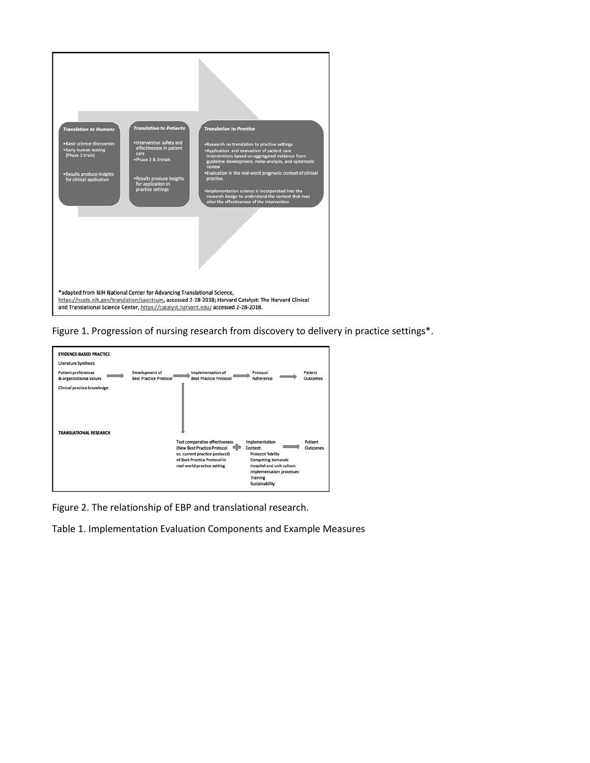**Translation to Humans**

- Basic science discoveries
- Early human testing (Phase 1 trials)
- Results produce insights for clinical application

**Translation to Patients**

- Intervention safety and effectiveness in patient care
- Phase 2 & 3 trials
- Results produce insights for application in practice settings

**Translation to Practice**

- Research on translation to practice settings
- Application and evaluation of patient care interventions based on aggregated evidence from guideline development, meta-analysis, and systematic review
- Evaluation in the real-word pragmatic context of clinical practice.
- Implementation science is incorporated into the research design to understand the context that may alter the effectiveness of the intervention

*adapted from NIH National Center for Advancing Translational Science, https://ncats.nih.gov/translation/spectrum, accessed 2-28-2018; Harvard Catalyst: The Harvard Clinical and Translational Science Center, https://catalyst.harvard.edu/ accessed 2-28-2018.

Figure 1. Progression of nursing research from discovery to delivery in practice settings*.

**EVIDENCE-BASED PRACTICE**

Literature Synthesis
Patient preferences & organizational values → Development of Best Practice Protocol → Implementation of Best Practice Protocol → Protocol Adherence → Patient Outcomes
Clinical practice knowledge

**TRANSLATIONAL RESEARCH**

Test comparative effectiveness (New Best Practice Protocol vs. current practice protocol) of Best Practice Protocol in real-world practice setting + Implementation Context: Protocol fidelity, Competing demands, Hospital and unit culture, Implementation processes, Training, Sustainability → Patient Outcomes

Figure 2. The relationship of EBP and translational research.

Table 1. Implementation Evaluation Components and Example Measures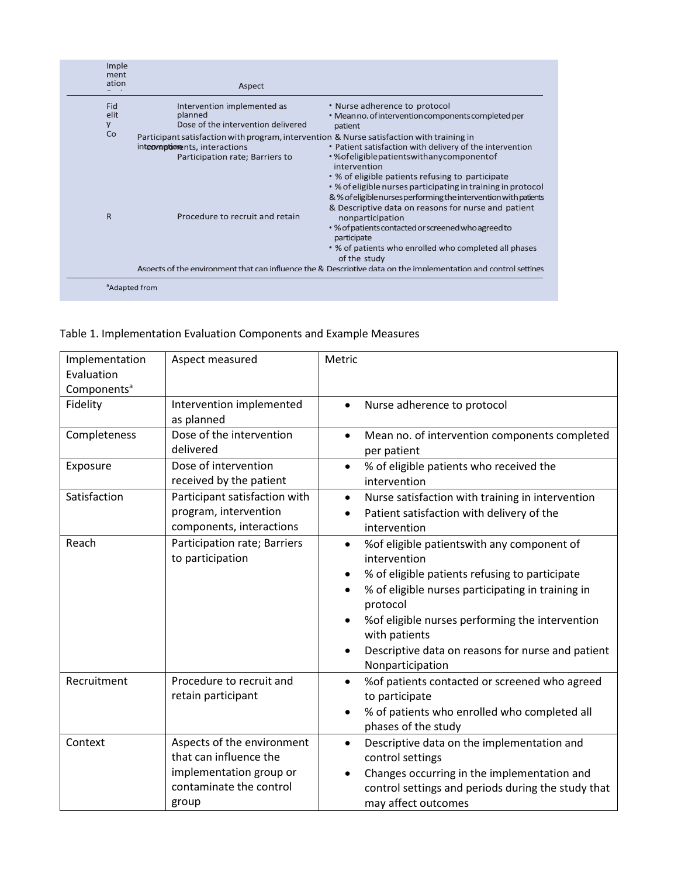Imple
ment
ation

Aspect

Fid
elit
y
Co

Intervention implemented as planned
Dose of the intervention delivered
Participant satisfaction with program, intervention components, interactions
Participation rate; Barriers to

- Nurse adherence to protocol
- Mean no. of intervention components completed per patient
- & Nurse satisfaction with training in intervention
- Patient satisfaction with delivery of the intervention
- % of eligible patients with any component of intervention
- % of eligible patients refusing to participate
- % of eligible nurses participating in training in protocol
- & % of eligible nurses performing the intervention with patients
- & Descriptive data on reasons for nurse and patient nonparticipation

R

Procedure to recruit and retain

- % of patients contacted or screened who agreed to participate
- % of patients who enrolled who completed all phases of the study

Aspects of the environment that can influence the & Descriptive data on the implementation and control settings

[a]Adapted from

Table 1. Implementation Evaluation Components and Example Measures

| Implementation Evaluation Components[a] | Aspect measured | Metric |
|---|---|---|
| Fidelity | Intervention implemented as planned | • Nurse adherence to protocol |
| Completeness | Dose of the intervention delivered | • Mean no. of intervention components completed per patient |
| Exposure | Dose of intervention received by the patient | • % of eligible patients who received the intervention |
| Satisfaction | Participant satisfaction with program, intervention components, interactions | • Nurse satisfaction with training in intervention<br>• Patient satisfaction with delivery of the intervention |
| Reach | Participation rate; Barriers to participation | • %of eligible patientswith any component of intervention<br>• % of eligible patients refusing to participate<br>• % of eligible nurses participating in training in protocol<br>• %of eligible nurses performing the intervention with patients<br>• Descriptive data on reasons for nurse and patient Nonparticipation |
| Recruitment | Procedure to recruit and retain participant | • %of patients contacted or screened who agreed to participate<br>• % of patients who enrolled who completed all phases of the study |
| Context | Aspects of the environment that can influence the implementation group or contaminate the control group | • Descriptive data on the implementation and control settings<br>• Changes occurring in the implementation and control settings and periods during the study that may affect outcomes |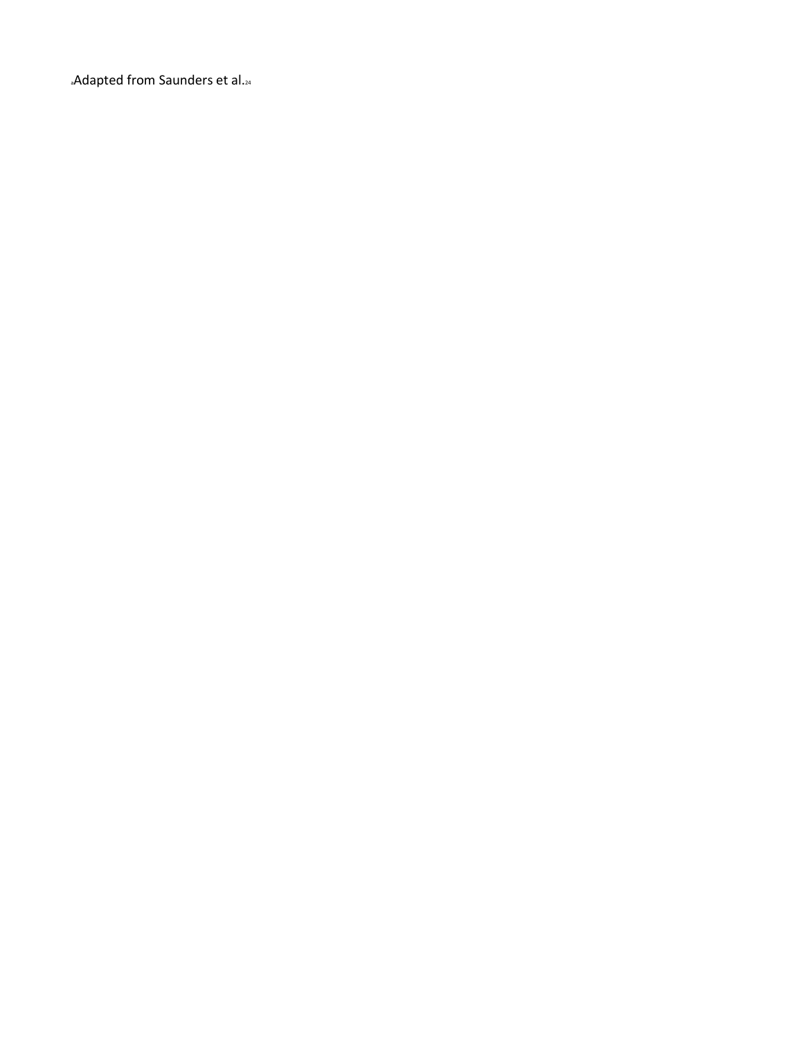[a]Adapted from Saunders et al.[24]